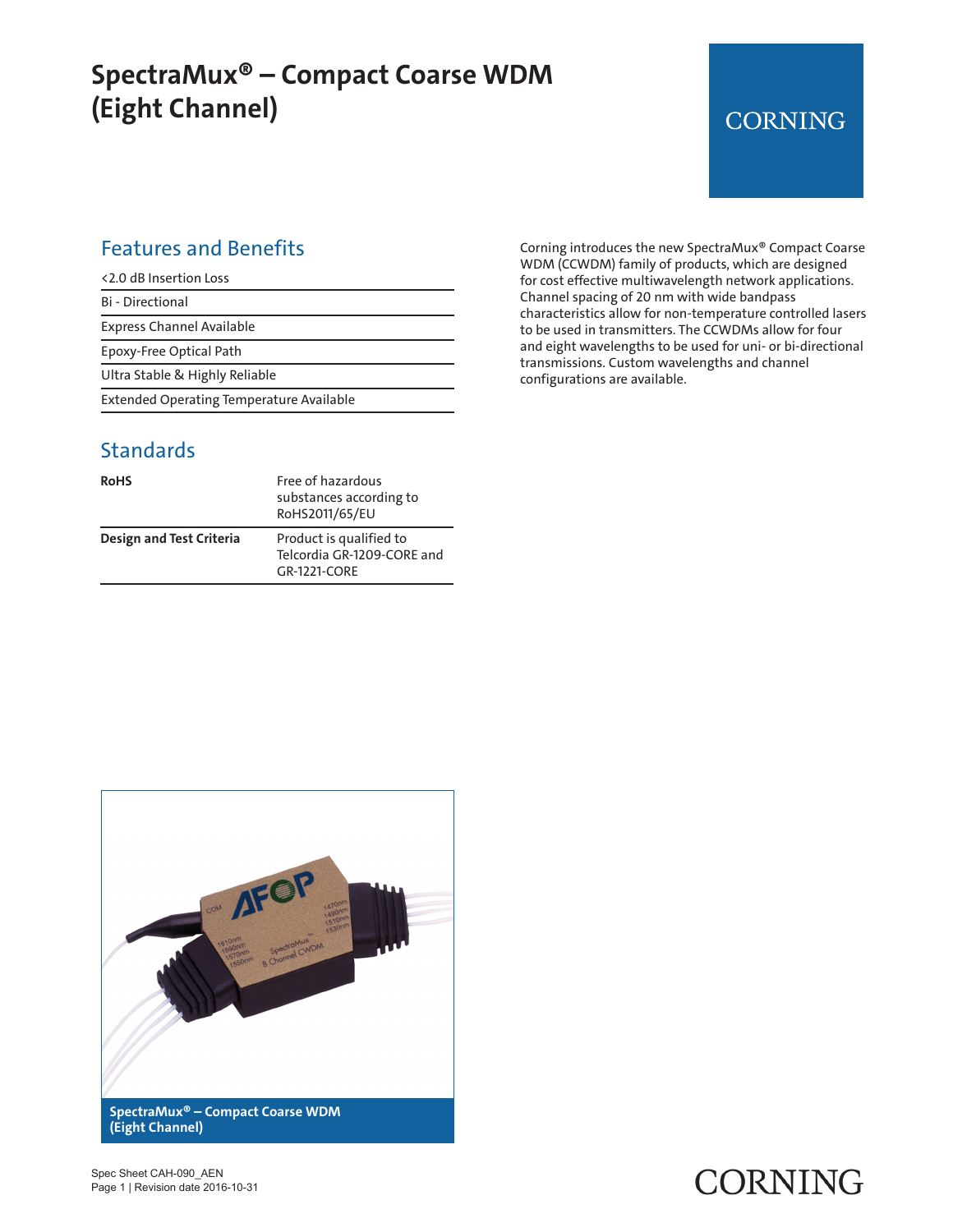# SpectraMux® – Compact Coarse WDM (Eight Channel)

CORNING

## Features and Benefits

| <2.0 dB Insertion Loss |
|---|
| Bi - Directional |
| Express Channel Available |
| Epoxy-Free Optical Path |
| Ultra Stable & Highly Reliable |
| Extended Operating Temperature Available |

## Standards

| | |
|---|---|
| **RoHS** | Free of hazardous substances according to RoHS2011/65/EU |
| **Design and Test Criteria** | Product is qualified to Telcordia GR-1209-CORE and GR-1221-CORE |

Corning introduces the new SpectraMux® Compact Coarse WDM (CCWDM) family of products, which are designed for cost effective multiwavelength network applications. Channel spacing of 20 nm with wide bandpass characteristics allow for non-temperature controlled lasers to be used in transmitters. The CCWDMs allow for four and eight wavelengths to be used for uni- or bi-directional transmissions. Custom wavelengths and channel configurations are available.

**SpectraMux® – Compact Coarse WDM (Eight Channel)**

Spec Sheet CAH-090_AEN
Page 1 | Revision date 2016-10-31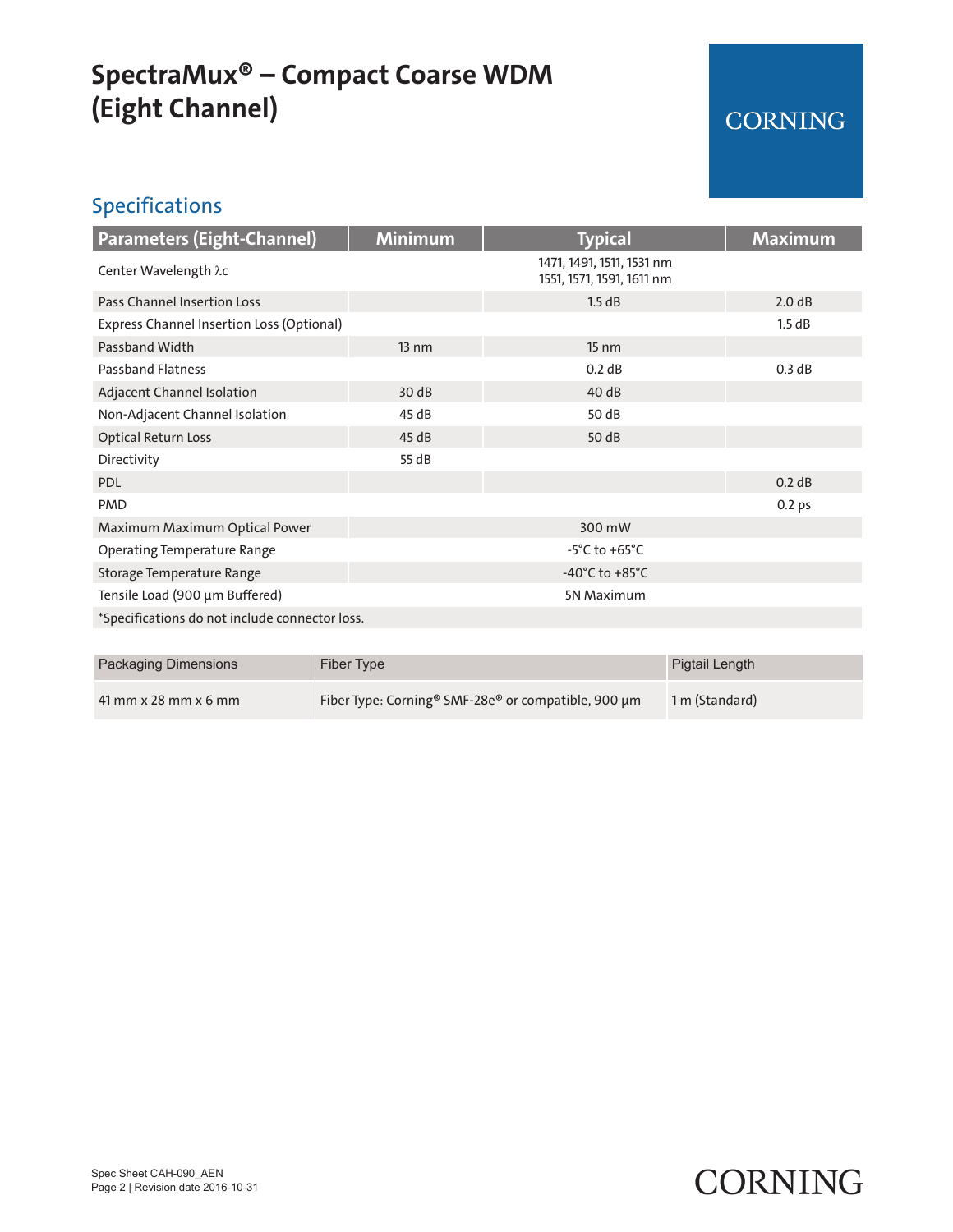# SpectraMux® – Compact Coarse WDM (Eight Channel)

CORNING

## Specifications

| Parameters (Eight-Channel) | Minimum | Typical | Maximum |
|---|---|---|---|
| Center Wavelength λc | | 1471, 1491, 1511, 1531 nm<br>1551, 1571, 1591, 1611 nm | |
| Pass Channel Insertion Loss | | 1.5 dB | 2.0 dB |
| Express Channel Insertion Loss (Optional) | | | 1.5 dB |
| Passband Width | 13 nm | 15 nm | |
| Passband Flatness | | 0.2 dB | 0.3 dB |
| Adjacent Channel Isolation | 30 dB | 40 dB | |
| Non-Adjacent Channel Isolation | 45 dB | 50 dB | |
| Optical Return Loss | 45 dB | 50 dB | |
| Directivity | 55 dB | | |
| PDL | | | 0.2 dB |
| PMD | | | 0.2 ps |
| Maximum Maximum Optical Power | | 300 mW | |
| Operating Temperature Range | | -5°C to +65°C | |
| Storage Temperature Range | | -40°C to +85°C | |
| Tensile Load (900 µm Buffered) | | 5N Maximum | |
| *Specifications do not include connector loss. | | | |

| Packaging Dimensions | Fiber Type | Pigtail Length |
|---|---|---|
| 41 mm x 28 mm x 6 mm | Fiber Type: Corning® SMF-28e® or compatible, 900 µm | 1 m (Standard) |

Spec Sheet CAH-090_AEN
Page 2 | Revision date 2016-10-31

CORNING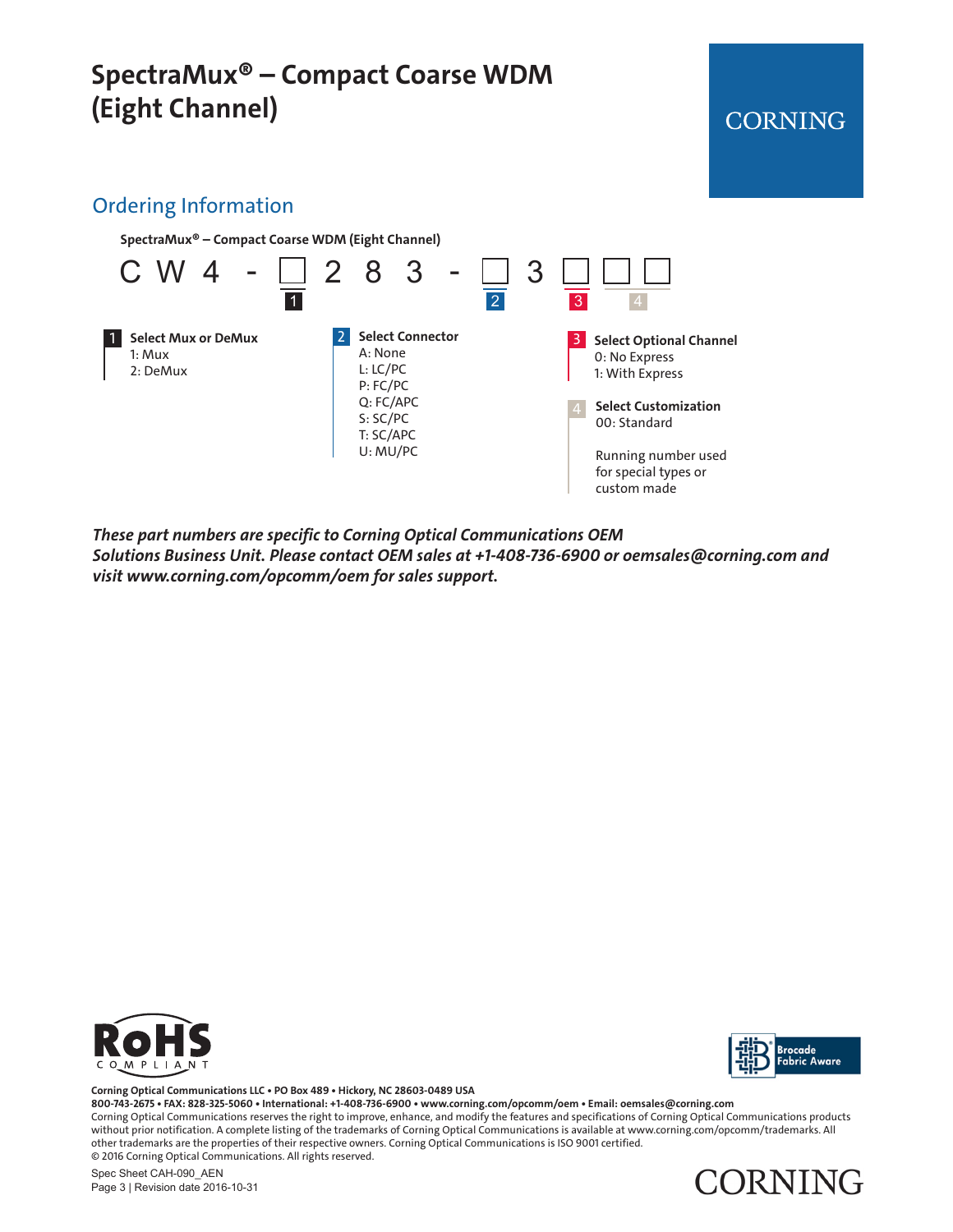# SpectraMux® – Compact Coarse WDM (Eight Channel)

## Ordering Information

**SpectraMux® – Compact Coarse WDM (Eight Channel)**

C W 4 - [1] 2 8 3 - [2] 3 [3] [4]

**1 Select Mux or DeMux**
- 1: Mux
- 2: DeMux

**2 Select Connector**
- A: None
- L: LC/PC
- P: FC/PC
- Q: FC/APC
- S: SC/PC
- T: SC/APC
- U: MU/PC

**3 Select Optional Channel**
- 0: No Express
- 1: With Express

**4 Select Customization**
- 00: Standard

Running number used for special types or custom made

***These part numbers are specific to Corning Optical Communications OEM Solutions Business Unit. Please contact OEM sales at +1-408-736-6900 or oemsales@corning.com and visit www.corning.com/opcomm/oem for sales support.***

RoHS COMPLIANT

Brocade Fabric Aware

**Corning Optical Communications LLC • PO Box 489 • Hickory, NC 28603-0489 USA**
**800-743-2675 • FAX: 828-325-5060 • International: +1-408-736-6900 • www.corning.com/opcomm/oem • Email: oemsales@corning.com**
Corning Optical Communications reserves the right to improve, enhance, and modify the features and specifications of Corning Optical Communications products without prior notification. A complete listing of the trademarks of Corning Optical Communications is available at www.corning.com/opcomm/trademarks. All other trademarks are the properties of their respective owners. Corning Optical Communications is ISO 9001 certified.
© 2016 Corning Optical Communications. All rights reserved.

Spec Sheet CAH-090_AEN
Page 3 | Revision date 2016-10-31